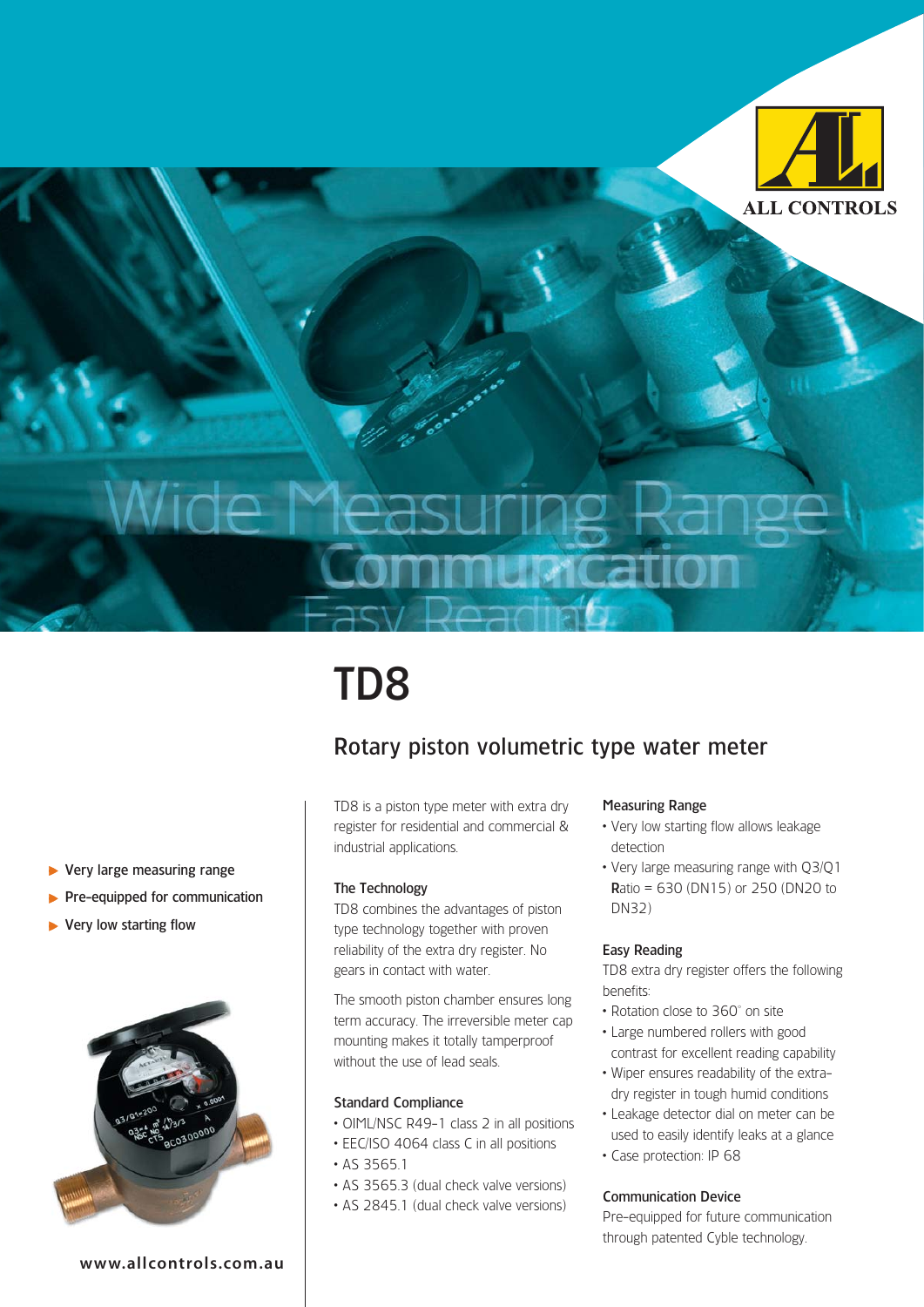ALL CONTROLS

Wide Measuring Range
Communication
Easy Reading

# TD8

## Rotary piston volumetric type water meter

- Very large measuring range
- Pre-equipped for communication
- Very low starting flow

TD8 is a piston type meter with extra dry register for residential and commercial & industrial applications.

### The Technology

TD8 combines the advantages of piston type technology together with proven reliability of the extra dry register. No gears in contact with water.

The smooth piston chamber ensures long term accuracy. The irreversible meter cap mounting makes it totally tamperproof without the use of lead seals.

### Standard Compliance

- OIML/NSC R49-1 class 2 in all positions
- EEC/ISO 4064 class C in all positions
- AS 3565.1
- AS 3565.3 (dual check valve versions)
- AS 2845.1 (dual check valve versions)

### Measuring Range

- Very low starting flow allows leakage detection
- Very large measuring range with Q3/Q1 Ratio = 630 (DN15) or 250 (DN20 to DN32)

### Easy Reading

TD8 extra dry register offers the following benefits:

- Rotation close to 360° on site
- Large numbered rollers with good contrast for excellent reading capability
- Wiper ensures readability of the extra-dry register in tough humid conditions
- Leakage detector dial on meter can be used to easily identify leaks at a glance
- Case protection: IP 68

### Communication Device

Pre-equipped for future communication through patented Cyble technology.

www.allcontrols.com.au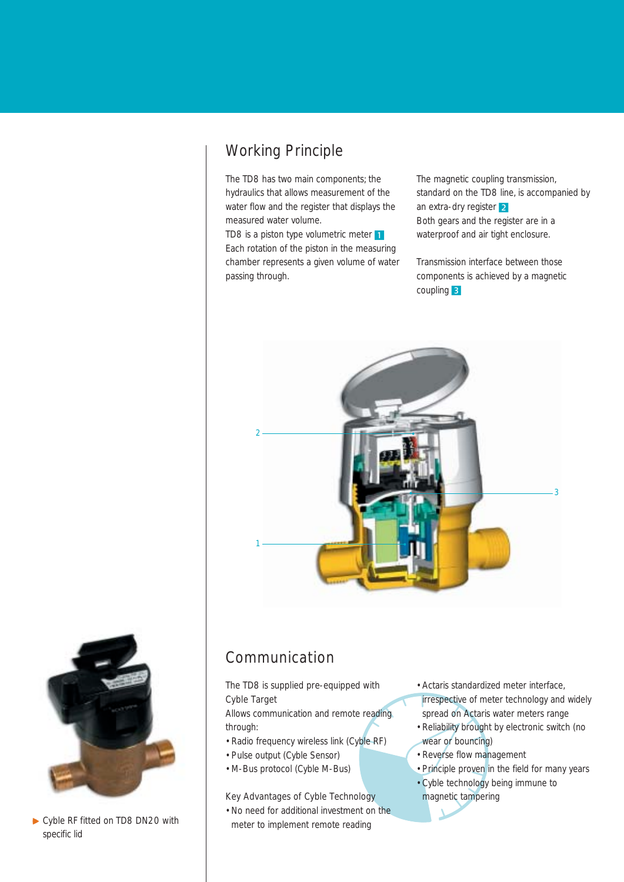## Working Principle

The TD8 has two main components; the hydraulics that allows measurement of the water flow and the register that displays the measured water volume.

TD8 is a piston type volumetric meter 1

Each rotation of the piston in the measuring chamber represents a given volume of water passing through.

The magnetic coupling transmission, standard on the TD8 line, is accompanied by an extra-dry register 2

Both gears and the register are in a waterproof and air tight enclosure.

Transmission interface between those components is achieved by a magnetic coupling 3

2

3

1

## Communication

The TD8 is supplied pre-equipped with Cyble Target

Allows communication and remote reading through:

- Radio frequency wireless link (Cyble RF)
- Pulse output (Cyble Sensor)
- M-Bus protocol (Cyble M-Bus)

Key Advantages of Cyble Technology

- No need for additional investment on the meter to implement remote reading
- Actaris standardized meter interface, irrespective of meter technology and widely spread on Actaris water meters range
- Reliability brought by electronic switch (no wear or bouncing)
- Reverse flow management
- Principle proven in the field for many years
- Cyble technology being immune to magnetic tampering

▶ Cyble RF fitted on TD8 DN20 with specific lid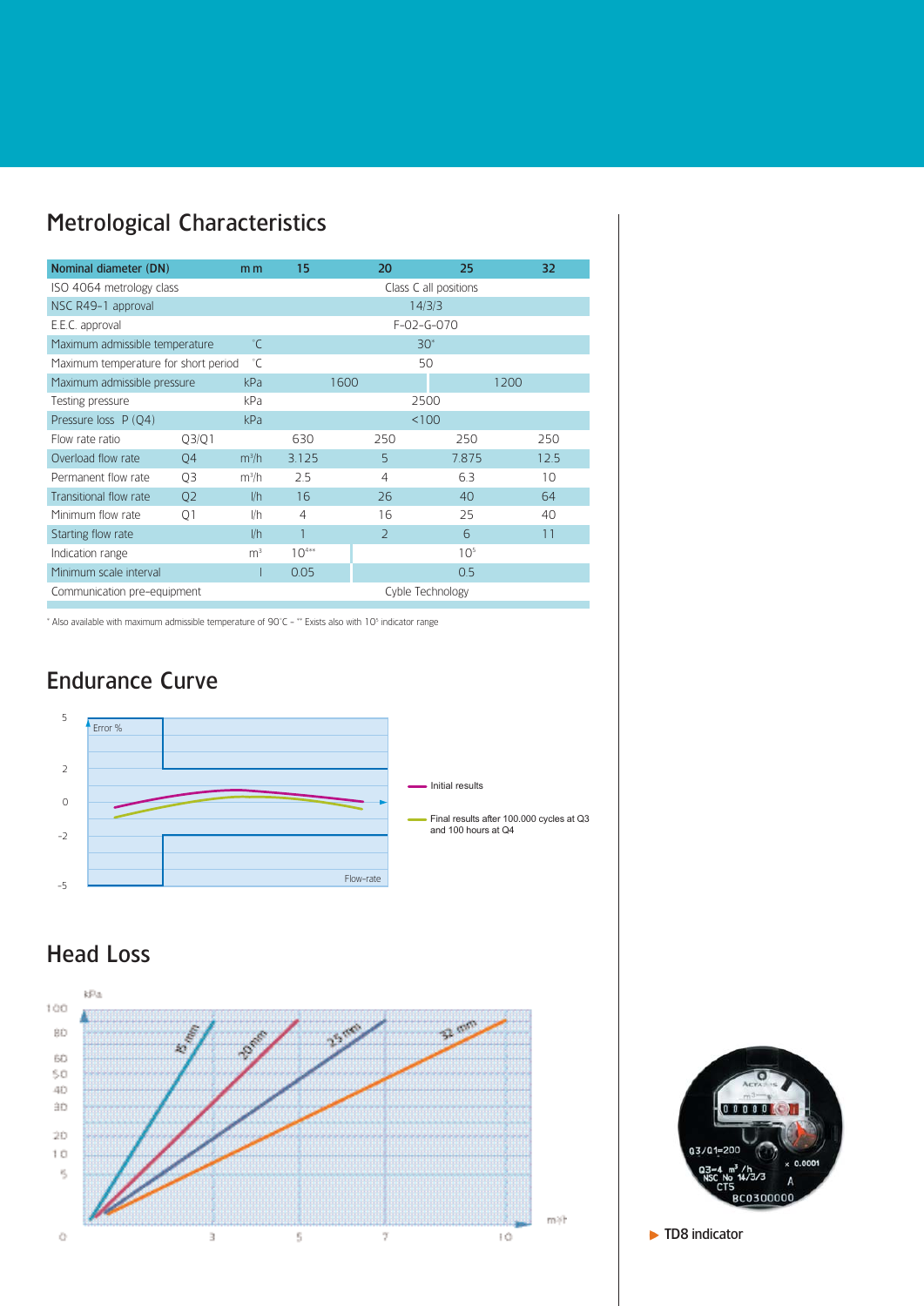## Metrological Characteristics

| Nominal diameter (DN) | | m m | 15 | 20 | 25 | 32 |
|---|---|---|---|---|---|---|
| ISO 4064 metrology class | | | Class C all positions | | | |
| NSC R49-1 approval | | | 14/3/3 | | | |
| E.E.C. approval | | | F-02-G-070 | | | |
| Maximum admissible temperature | | °C | 30* | | | |
| Maximum temperature for short period | | °C | 50 | | | |
| Maximum admissible pressure | | kPa | 1600 | | 1200 | |
| Testing pressure | | kPa | 2500 | | | |
| Pressure loss P (Q4) | | kPa | <100 | | | |
| Flow rate ratio | Q3/Q1 | | 630 | 250 | 250 | 250 |
| Overload flow rate | Q4 | m³/h | 3.125 | 5 | 7.875 | 12.5 |
| Permanent flow rate | Q3 | m³/h | 2.5 | 4 | 6.3 | 10 |
| Transitional flow rate | Q2 | l/h | 16 | 26 | 40 | 64 |
| Minimum flow rate | Q1 | l/h | 4 | 16 | 25 | 40 |
| Starting flow rate | | l/h | 1 | 2 | 6 | 11 |
| Indication range | | m³ | $10^{4}$** | $10^{5}$ | | |
| Minimum scale interval | | l | 0.05 | 0.5 | | |
| Communication pre-equipment | | | Cyble Technology | | | |

\* Also available with maximum admissible temperature of 90°C – ** Exists also with $10^{5}$ indicator range

## Endurance Curve

Error %

Flow-rate

Initial results

Final results after 100.000 cycles at Q3 and 100 hours at Q4

## Head Loss

kPa

m³/h

15 mm, 20 mm, 25 mm, 32 mm

TD8 indicator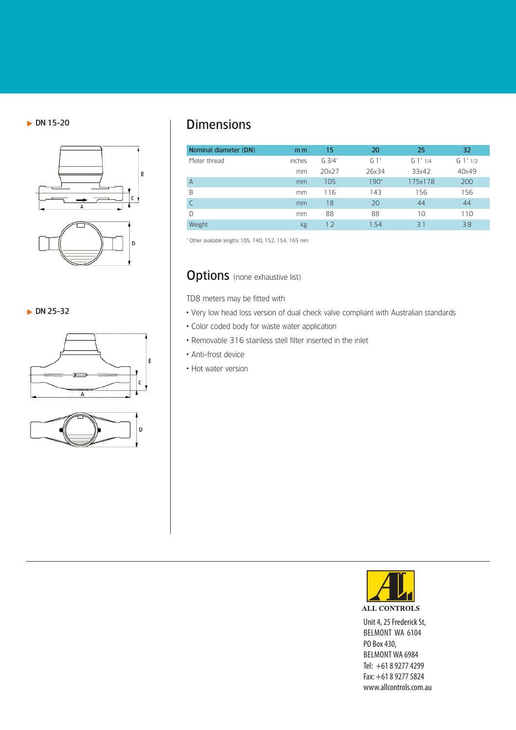▶ DN 15-20

A

B

C

D

▶ DN 25-32

A

E

C

D

## Dimensions

| Nominal diameter (DN) | mm | 15 | 20 | 25 | 32 |
|---|---|---|---|---|---|
| Meter thread | inches | G 3/4" | G 1" | G 1" 1/4 | G 1" 1/2 |
| | mm | 20x27 | 26x34 | 33x42 | 40x49 |
| A | mm | 105 | 190* | 175x178 | 200 |
| B | mm | 116 | 143 | 156 | 156 |
| C | mm | 18 | 20 | 44 | 44 |
| D | mm | 88 | 88 | 10 | 110 |
| Weight | kg | 1.2 | 1.54 | 3.1 | 3.8 |

* Other available lengths 105, 140, 152, 154, 165 mm

## Options (none exhaustive list)

TD8 meters may be fitted with:

- Very low head loss version of dual check valve compliant with Australian standards
- Color coded body for waste water application
- Removable 316 stainless stell filter inserted in the inlet
- Anti-frost device
- Hot water version

ALL CONTROLS

Unit 4, 25 Frederick St,
BELMONT WA 6104
PO Box 430,
BELMONT WA 6984
Tel: +61 8 9277 4299
Fax: +61 8 9277 5824
www.allcontrols.com.au